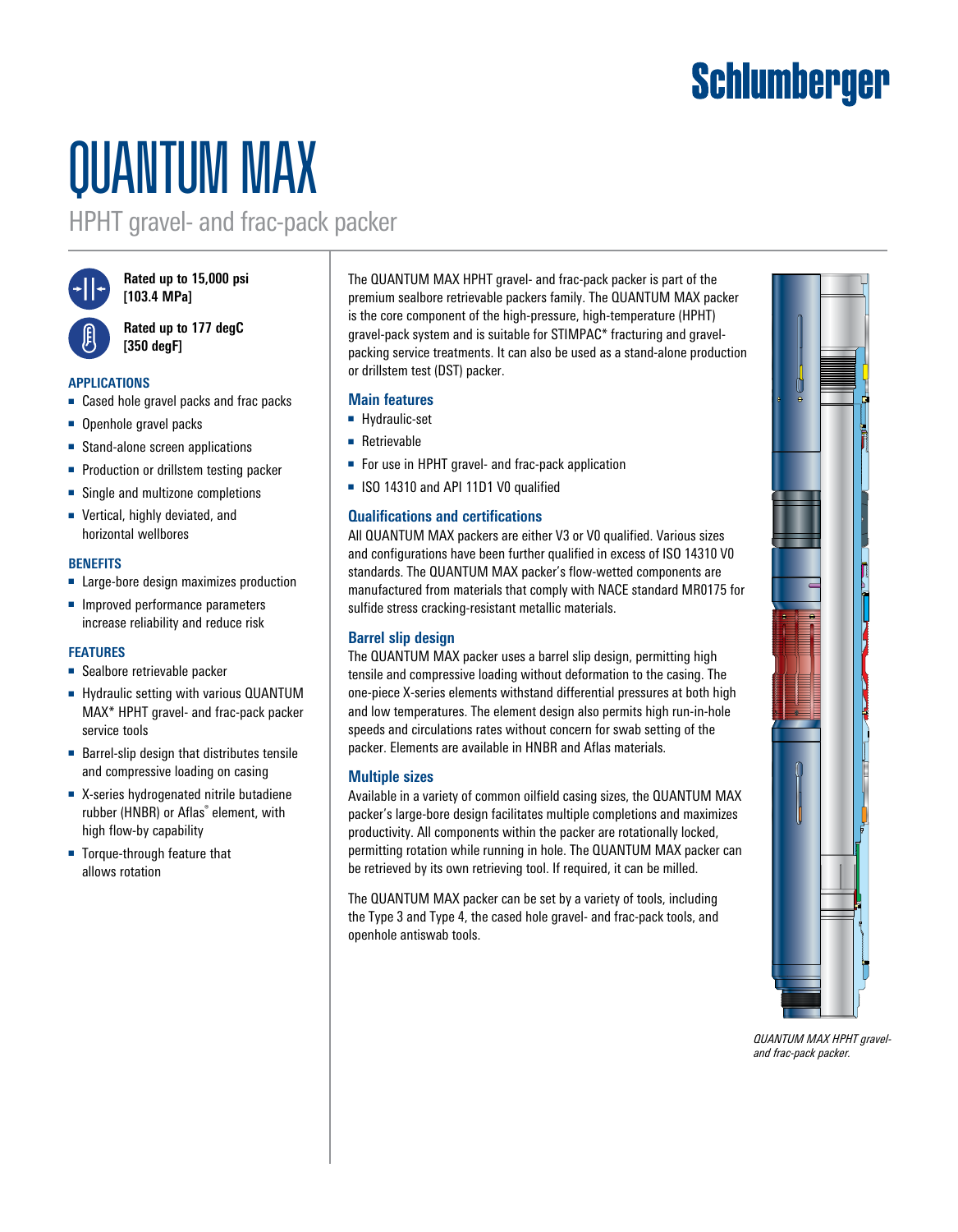# QUANTUM MAX

## HPHT gravel- and frac-pack packer

**Rated up to 15,000 psi [103.4 MPa]**

**Rated up to 177 degC [350 degF]**

### APPLICATIONS

- Cased hole gravel packs and frac packs
- Openhole gravel packs
- Stand-alone screen applications
- Production or drillstem testing packer
- Single and multizone completions
- Vertical, highly deviated, and horizontal wellbores

### BENEFITS

- Large-bore design maximizes production
- Improved performance parameters increase reliability and reduce risk

### FEATURES

- Sealbore retrievable packer
- Hydraulic setting with various QUANTUM MAX* HPHT gravel- and frac-pack packer service tools
- Barrel-slip design that distributes tensile and compressive loading on casing
- X-series hydrogenated nitrile butadiene rubber (HNBR) or Aflas® element, with high flow-by capability
- Torque-through feature that allows rotation

The QUANTUM MAX HPHT gravel- and frac-pack packer is part of the premium sealbore retrievable packers family. The QUANTUM MAX packer is the core component of the high-pressure, high-temperature (HPHT) gravel-pack system and is suitable for STIMPAC* fracturing and gravel-packing service treatments. It can also be used as a stand-alone production or drillstem test (DST) packer.

### Main features

- Hydraulic-set
- Retrievable
- For use in HPHT gravel- and frac-pack application
- ISO 14310 and API 11D1 V0 qualified

### Qualifications and certifications

All QUANTUM MAX packers are either V3 or V0 qualified. Various sizes and configurations have been further qualified in excess of ISO 14310 V0 standards. The QUANTUM MAX packer's flow-wetted components are manufactured from materials that comply with NACE standard MR0175 for sulfide stress cracking-resistant metallic materials.

### Barrel slip design

The QUANTUM MAX packer uses a barrel slip design, permitting high tensile and compressive loading without deformation to the casing. The one-piece X-series elements withstand differential pressures at both high and low temperatures. The element design also permits high run-in-hole speeds and circulations rates without concern for swab setting of the packer. Elements are available in HNBR and Aflas materials.

### Multiple sizes

Available in a variety of common oilfield casing sizes, the QUANTUM MAX packer's large-bore design facilitates multiple completions and maximizes productivity. All components within the packer are rotationally locked, permitting rotation while running in hole. The QUANTUM MAX packer can be retrieved by its own retrieving tool. If required, it can be milled.

The QUANTUM MAX packer can be set by a variety of tools, including the Type 3 and Type 4, the cased hole gravel- and frac-pack tools, and openhole antiswab tools.

*QUANTUM MAX HPHT gravel- and frac-pack packer.*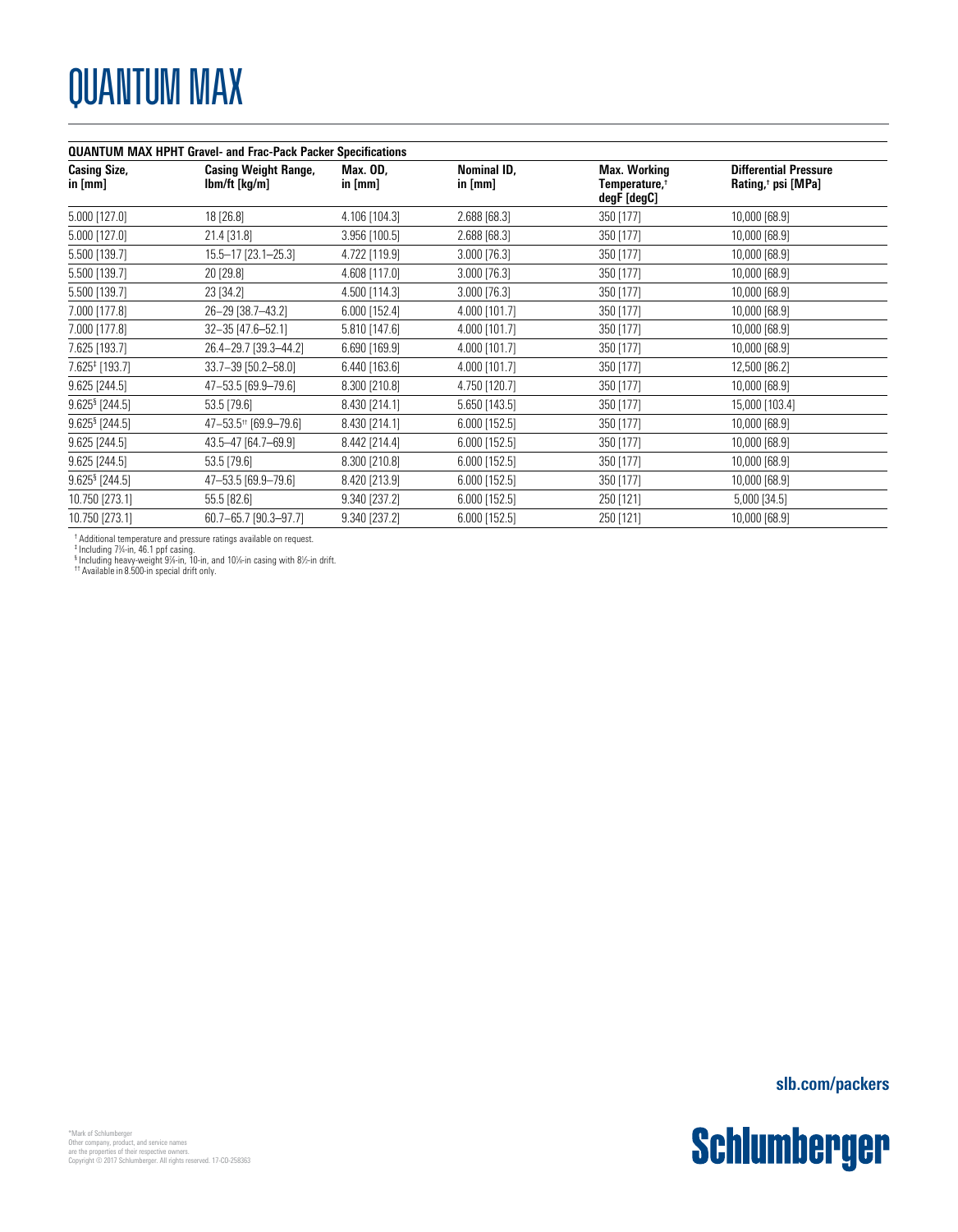# QUANTUM MAX

**QUANTUM MAX HPHT Gravel- and Frac-Pack Packer Specifications**

| Casing Size, in [mm] | Casing Weight Range, lbm/ft [kg/m] | Max. OD, in [mm] | Nominal ID, in [mm] | Max. Working Temperature,† degF [degC] | Differential Pressure Rating,† psi [MPa] |
|---|---|---|---|---|---|
| 5.000 [127.0] | 18 [26.8] | 4.106 [104.3] | 2.688 [68.3] | 350 [177] | 10,000 [68.9] |
| 5.000 [127.0] | 21.4 [31.8] | 3.956 [100.5] | 2.688 [68.3] | 350 [177] | 10,000 [68.9] |
| 5.500 [139.7] | 15.5–17 [23.1–25.3] | 4.722 [119.9] | 3.000 [76.3] | 350 [177] | 10,000 [68.9] |
| 5.500 [139.7] | 20 [29.8] | 4.608 [117.0] | 3.000 [76.3] | 350 [177] | 10,000 [68.9] |
| 5.500 [139.7] | 23 [34.2] | 4.500 [114.3] | 3.000 [76.3] | 350 [177] | 10,000 [68.9] |
| 7.000 [177.8] | 26–29 [38.7–43.2] | 6.000 [152.4] | 4.000 [101.7] | 350 [177] | 10,000 [68.9] |
| 7.000 [177.8] | 32–35 [47.6–52.1] | 5.810 [147.6] | 4.000 [101.7] | 350 [177] | 10,000 [68.9] |
| 7.625 [193.7] | 26.4–29.7 [39.3–44.2] | 6.690 [169.9] | 4.000 [101.7] | 350 [177] | 10,000 [68.9] |
| 7.625‡ [193.7] | 33.7–39 [50.2–58.0] | 6.440 [163.6] | 4.000 [101.7] | 350 [177] | 12,500 [86.2] |
| 9.625 [244.5] | 47–53.5 [69.9–79.6] | 8.300 [210.8] | 4.750 [120.7] | 350 [177] | 10,000 [68.9] |
| 9.625§ [244.5] | 53.5 [79.6] | 8.430 [214.1] | 5.650 [143.5] | 350 [177] | 15,000 [103.4] |
| 9.625§ [244.5] | 47–53.5†† [69.9–79.6] | 8.430 [214.1] | 6.000 [152.5] | 350 [177] | 10,000 [68.9] |
| 9.625 [244.5] | 43.5–47 [64.7–69.9] | 8.442 [214.4] | 6.000 [152.5] | 350 [177] | 10,000 [68.9] |
| 9.625 [244.5] | 53.5 [79.6] | 8.300 [210.8] | 6.000 [152.5] | 350 [177] | 10,000 [68.9] |
| 9.625§ [244.5] | 47–53.5 [69.9–79.6] | 8.420 [213.9] | 6.000 [152.5] | 350 [177] | 10,000 [68.9] |
| 10.750 [273.1] | 55.5 [82.6] | 9.340 [237.2] | 6.000 [152.5] | 250 [121] | 5,000 [34.5] |
| 10.750 [273.1] | 60.7–65.7 [90.3–97.7] | 9.340 [237.2] | 6.000 [152.5] | 250 [121] | 10,000 [68.9] |

† Additional temperature and pressure ratings available on request.
‡ Including 7¾-in, 46.1 ppf casing.
§ Including heavy-weight 9⅞-in, 10-in, and 10⅛-in casing with 8½-in drift.
†† Available in 8.500-in special drift only.

slb.com/packers

*Mark of Schlumberger
Other company, product, and service names are the properties of their respective owners.
Copyright © 2017 Schlumberger. All rights reserved. 17-CO-258363

Schlumberger